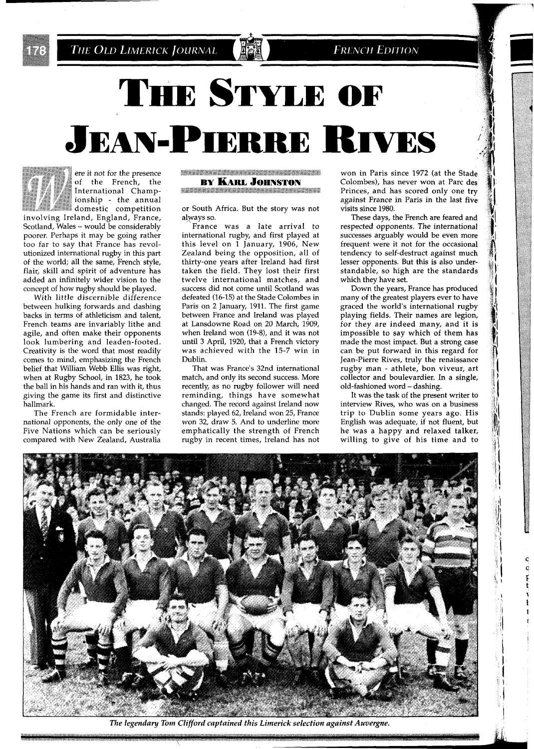# The Style of Jean-Pierre Rives

**By Karl Johnston**

Were it not for the presence of the French, the International Championship - the annual domestic competition involving Ireland, England, France, Scotland, Wales – would be considerably poorer. Perhaps it may be going rather too far to say that France has revolutionized international rugby in this part of the world; all the same, French style, flair, skill and spirit of adventure has added an infinitely wider vision to the concept of how rugby should be played.

With little discernible difference between hulking forwards and dashing backs in terms of athleticism and talent, French teams are invariably lithe and agile, and often make their opponents look lumbering and leaden-footed. Creativity is the word that most readily comes to mind, emphasizing the French belief that William Webb Ellis was right, when at Rugby School, in 1823, he took the ball in his hands and ran with it, thus giving the game its first and distinctive hallmark.

The French are formidable international opponents, the only one of the Five Nations which can be seriously compared with New Zealand, Australia or South Africa. But the story was not always so.

France was a late arrival to international rugby, and first played at this level on 1 January, 1906, New Zealand being the opposition, all of thirty-one years after Ireland had first taken the field. They lost their first twelve international matches, and success did not come until Scotland was defeated (16-15) at the Stade Colombes in Paris on 2 January, 1911. The first game between France and Ireland was played at Lansdowne Road on 20 March, 1909, when Ireland won (19-8), and it was not until 3 April, 1920, that a French victory was achieved with the 15-7 win in Dublin.

That was France's 32nd international match, and only its second success. More recently, as no rugby follower will need reminding, things have somewhat changed. The record against Ireland now stands: played 62, Ireland won 25, France won 32, draw 5. And to underline more emphatically the strength of French rugby in recent times, Ireland has not won in Paris since 1972 (at the Stade Colombes), has never won at Parc des Princes, and has scored only one try against France in Paris in the last five visits since 1980.

These days, the French are feared and respected opponents. The international successes arguably would be even more frequent were it not for the occasional tendency to self-destruct against much lesser opponents. But this is also understandable, so high are the standards which they have set.

Down the years, France has produced many of the greatest players ever to have graced the world's international rugby playing fields. Their names are legion, for they are indeed many, and it is impossible to say which of them has made the most impact. But a strong case can be put forward in this regard for Jean-Pierre Rives, truly the renaissance rugby man - athlete, bon viveur, art collector and boulevardier. In a single, old-fashioned word – dashing.

It was the task of the present writer to interview Rives, who was on a business trip to Dublin some years ago. His English was adequate, if not fluent, but he was a happy and relaxed talker, willing to give of his time and to

*The legendary Tom Clifford captained this Limerick selection against Auvergne.*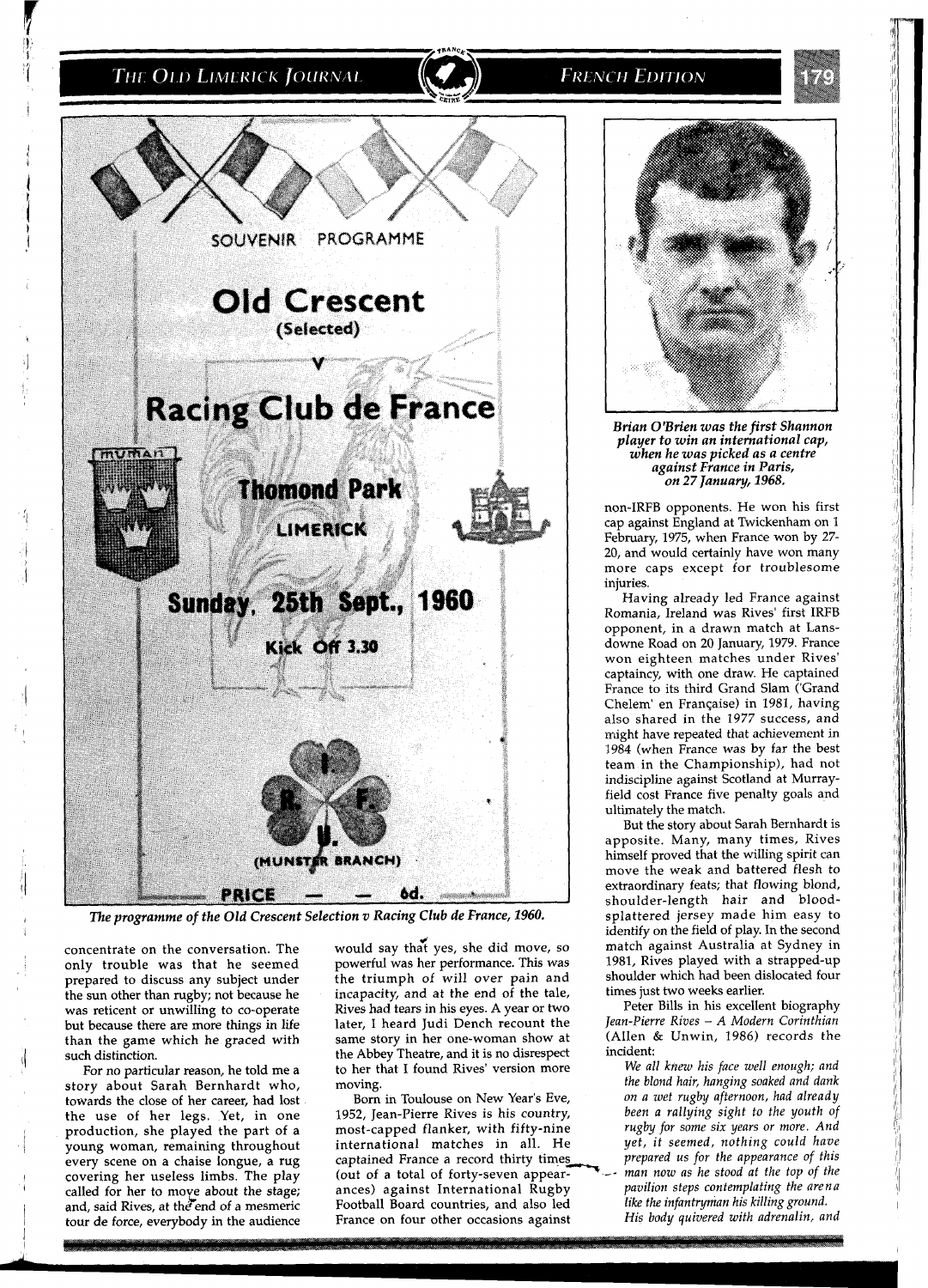*The programme of the Old Crescent Selection v Racing Club de France, 1960.*

*Brian O'Brien was the first Shannon player to win an international cap, when he was picked as a centre against France in Paris, on 27 January, 1968.*

concentrate on the conversation. The only trouble was that he seemed prepared to discuss any subject under the sun other than rugby; not because he was reticent or unwilling to co-operate but because there are more things in life than the game which he graced with such distinction.

For no particular reason, he told me a story about Sarah Bernhardt who, towards the close of her career, had lost the use of her legs. Yet, in one production, she played the part of a young woman, remaining throughout every scene on a chaise longue, a rug covering her useless limbs. The play called for her to move about the stage; and, said Rives, at the end of a mesmeric tour de force, everybody in the audience would say that yes, she did move, so powerful was her performance. This was the triumph of will over pain and incapacity, and at the end of the tale, Rives had tears in his eyes. A year or two later, I heard Judi Dench recount the same story in her one-woman show at the Abbey Theatre, and it is no disrespect to her that I found Rives' version more moving.

Born in Toulouse on New Year's Eve, 1952, Jean-Pierre Rives is his country, most-capped flanker, with fifty-nine international matches in all. He captained France a record thirty times (out of a total of forty-seven appearances) against International Rugby Football Board countries, and also led France on four other occasions against non-IRFB opponents. He won his first cap against England at Twickenham on 1 February, 1975, when France won by 27-20, and would certainly have won many more caps except for troublesome injuries.

Having already led France against Romania, Ireland was Rives' first IRFB opponent, in a drawn match at Lansdowne Road on 20 January, 1979. France won eighteen matches under Rives' captaincy, with one draw. He captained France to its third Grand Slam ('Grand Chelem' en Française) in 1981, having also shared in the 1977 success, and might have repeated that achievement in 1984 (when France was by far the best team in the Championship), had not indiscipline against Scotland at Murrayfield cost France five penalty goals and ultimately the match.

But the story about Sarah Bernhardt is apposite. Many, many times, Rives himself proved that the willing spirit can move the weak and battered flesh to extraordinary feats; that flowing blond, shoulder-length hair and blood-splattered jersey made him easy to identify on the field of play. In the second match against Australia at Sydney in 1981, Rives played with a strapped-up shoulder which had been dislocated four times just two weeks earlier.

Peter Bills in his excellent biography *Jean-Pierre Rives – A Modern Corinthian* (Allen & Unwin, 1986) records the incident:

*We all knew his face well enough; and the blond hair, hanging soaked and dank on a wet rugby afternoon, had already been a rallying sight to the youth of rugby for some six years or more. And yet, it seemed, nothing could have prepared us for the appearance of this man now as he stood at the top of the pavilion steps contemplating the arena like the infantryman his killing ground. His body quivered with adrenalin, and*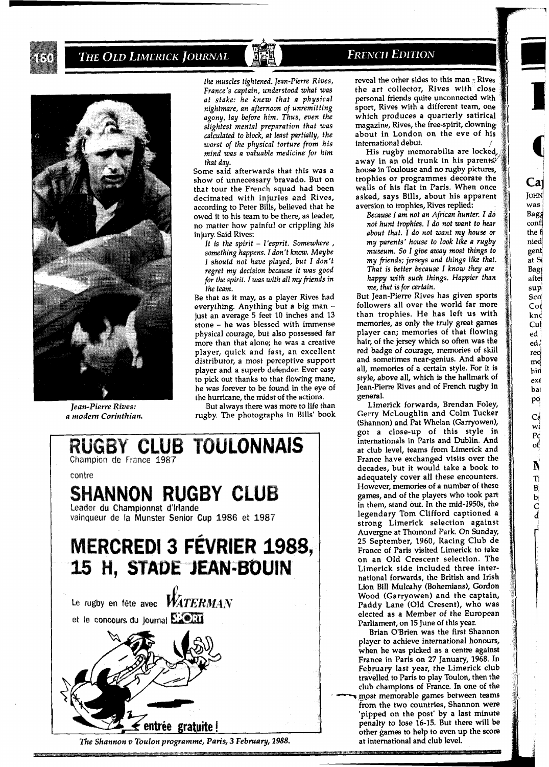*the muscles tightened. Jean-Pierre Rives, France's captain, understood what was at stake: he knew that a physical nightmare, an afternoon of unremitting agony, lay before him. Thus, even the slightest mental preparation that was calculated to block, at least partially, the worst of the physical torture from his mind was a valuable medicine for him that day.*

Some said afterwards that this was a show of unnecessary bravado. But on that tour the French squad had been decimated with injuries and Rives, according to Peter Bills, believed that he owed it to his team to be there, as leader, no matter how painful or crippling his injury. Said Rives:

> *It is the spirit – l'esprit. Somewhere , something happens. I don't know. Maybe I should not have played, but I don't regret my decision because it was good for the spirit. I was with all my friends in the team.*

Be that as it may, as a player Rives had everything. Anything but a big man – just an average 5 feet 10 inches and 13 stone – he was blessed with immense physical courage, but also possessed far more than that alone; he was a creative player, quick and fast, an excellent distributor, a most perceptive support player and a superb defender. Ever easy to pick out thanks to that flowing mane, he was forever to be found in the eye of the hurricane, the midst of the actions.

*Jean-Pierre Rives: a modern Corinthian.*

But always there was more to life than rugby. The photographs in Bills' book reveal the other sides to this man – Rives the art collector, Rives with close personal friends quite unconnected with sport, Rives with a different team, one which produces a quarterly satirical magazine, Rives, the free-spirit, clowning about in London on the eve of his international debut.

His rugby memorabilia are locked away in an old trunk in his parents' house in Toulouse and no rugby pictures, trophies or programmes decorate the walls of his flat in Paris. When once asked, says Bills, about his apparent aversion to trophies, Rives replied:

> *Because I am not an African hunter. I do not hunt trophies. I do not want to hear about that. I do not want my house or my parents' house to look like a rugby museum. So I give away most things to my friends; jerseys and things like that. That is better because I know they are happy with such things. Happier than me, that is for certain.*

But Jean-Pierre Rives has given sports followers all over the world far more than trophies. He has left us with memories, as only the truly great games player can; memories of that flowing hair, of the jersey which so often was the red badge of courage, memories of skill and sometimes near-genius. And above all, memories of a certain style. For it is style, above all, which is the hallmark of Jean-Pierre Rives and of French rugby in general.

Limerick forwards, Brendan Foley, Gerry McLoughlin and Colm Tucker (Shannon) and Pat Whelan (Garryowen), got a close-up of this style in internationals in Paris and Dublin. And at club level, teams from Limerick and France have exchanged visits over the decades, but it would take a book to adequately cover all these encounters. However, memories of a number of these games, and of the players who took part in them, stand out. In the mid-1950s, the legendary Tom Clifford captioned a strong Limerick selection against Auvergne at Thomond Park. On Sunday, 25 September, 1960, Racing Club de France of Paris visited Limerick to take on an Old Crescent selection. The Limerick side included three international forwards, the British and Irish Lion Bill Mulcahy (Bohemians), Gordon Wood (Garryowen) and the captain, Paddy Lane (Old Cresent), who was elected as a Member of the European Parliament, on 15 June of this year.

Brian O'Brien was the first Shannon player to achieve international honours, when he was picked as a centre against France in Paris on 27 January, 1968. In February last year, the Limerick club travelled to Paris to play Toulon, then the club champions of France. In one of the most memorable games between teams from the two countries, Shannon were 'pipped on the post' by a last minute penalty to lose 16-15. But there will be other games to help to even up the score at international and club level.

**RUGBY CLUB TOULONNAIS**
Champion de France 1987

contre

**SHANNON RUGBY CLUB**
Leader du Championnat d'Irlande
vainqueur de la Munster Senior Cup 1986 et 1987

**MERCREDI 3 FÉVRIER 1988, 15 H, STADE JEAN-BOUIN**

Le rugby en fête avec WATERMAN
et le concours du journal SPORT

entrée gratuite !

*The Shannon v Toulon programme, Paris, 3 February, 1988.*